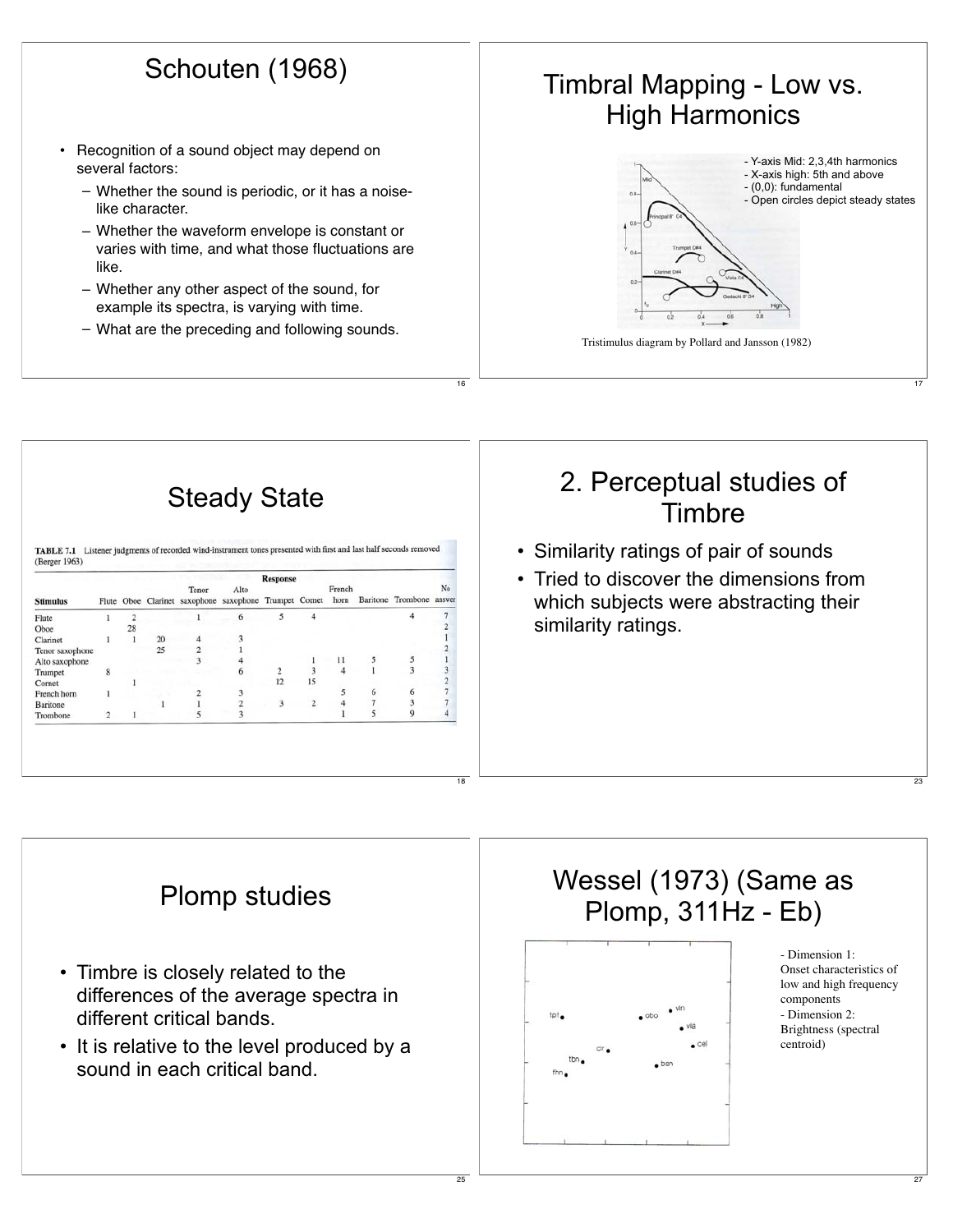# Schouten (1968)

- Recognition of a sound object may depend on several factors:
  - Whether the sound is periodic, or it has a noise-like character.
  - Whether the waveform envelope is constant or varies with time, and what those fluctuations are like.
  - Whether any other aspect of the sound, for example its spectra, is varying with time.
  - What are the preceding and following sounds.

# Timbral Mapping - Low vs. High Harmonics

- Y-axis Mid: 2,3,4th harmonics
- X-axis high: 5th and above
- (0,0): fundamental
- Open circles depict steady states

Tristimulus diagram by Pollard and Jansson (1982)

# Steady State

TABLE 7.1 Listener judgments of recorded wind-instrument tones presented with first and last half seconds removed (Berger 1963)

| | Response | | | | | | | | | | |
|---|---|---|---|---|---|---|---|---|---|---|---|
| Stimulus | Flute | Oboe | Clarinet | Tenor saxophone | Alto saxophone | Trumpet | Cornet | French horn | Baritone | Trombone | No answer |
| Flute | 1 | 2 | | 1 | 6 | 5 | 4 | | | 4 | 7 |
| Oboe | | 28 | | | | | | | | | 2 |
| Clarinet | 1 | 1 | 20 | 4 | 3 | | | | | | 1 |
| Tenor saxophone | | | 25 | 2 | 1 | | | | | | 2 |
| Alto saxophone | | | | 3 | 4 | | 1 | 11 | 5 | 5 | 1 |
| Trumpet | 8 | | | | 6 | 2 | 3 | 4 | 1 | 3 | 3 |
| Cornet | | 1 | | | | 12 | 15 | | | | 2 |
| French horn | 1 | | | 2 | 3 | | | 5 | 6 | 6 | 7 |
| Baritone | | | 1 | 1 | 2 | 3 | 2 | 4 | 7 | 3 | 7 |
| Trombone | 2 | 1 | | 5 | 3 | | | 1 | 5 | 9 | 4 |

# 2. Perceptual studies of Timbre

- Similarity ratings of pair of sounds
- Tried to discover the dimensions from which subjects were abstracting their similarity ratings.

# Plomp studies

- Timbre is closely related to the differences of the average spectra in different critical bands.
- It is relative to the level produced by a sound in each critical band.

# Wessel (1973) (Same as Plomp, 311Hz - Eb)

- Dimension 1: Onset characteristics of low and high frequency components
- Dimension 2: Brightness (spectral centroid)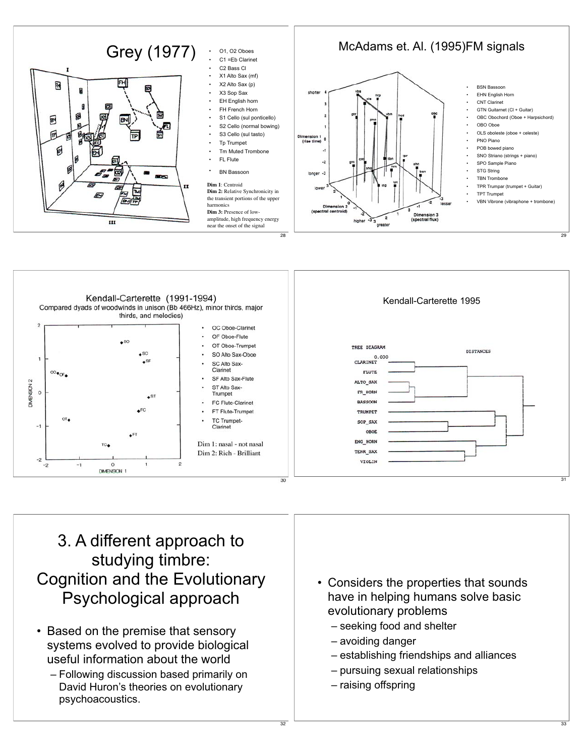## Grey (1977)

- O1, O2 Oboes
- C1 =Eb Clarinet
- C2 Bass Cl
- X1 Alto Sax (mf)
- X2 Alto Sax (p)
- X3 Sop Sax
- EH English horn
- FH French Horn
- S1 Cello (sul ponticello)
- S2 Cello (normal bowing)
- S3 Cello (sul tasto)
- Tp Trumpet
- Tm Muted Trombone
- FL Flute
- BN Bassoon

**Dim 1**: Centroid
**Dim 2:** Relative Synchronicity in the transient portions of the upper harmonics
**Dim 3:** Presence of low-amplitude, high frequency energy near the onset of the signal

## McAdams et. Al. (1995)FM signals

- BSN Bassoon
- EHN English Horn
- CNT Clarinet
- GTN Guitarnet (Cl + Guitar)
- OBC Obochord (Oboe + Harpsichord)
- OBO Oboe
- OLS oboleste (oboe + celeste)
- PNO Piano
- POB bowed piano
- SNO Striano (strings + piano)
- SPO Sample Piano
- STG String
- TBN Trombone
- TPR Trumpar (trumpet + Guitar)
- TPT Trumpet
- VBN Vibrone (vibraphone + trombone)

## Kendall-Carterette (1991-1994)

Compared dyads of woodwinds in unison (Bb 466Hz), minor thirds, major thirds, and melodies)

- OC Oboe-Clarinet
- OF Oboe-Flute
- OT Oboe-Trumpet
- SO Alto Sax-Oboe
- SC Alto Sax-Clarinet
- SF Alto Sax-Flute
- ST Alto Sax-Trumpet
- FC Flute-Clarinet
- FT Flute-Trumpet
- TC Trumpet-Clarinet

Dim 1: nasal - not nasal
Dim 2: Rich - Brilliant

## Kendall-Carterette 1995

## 3. A different approach to studying timbre: Cognition and the Evolutionary Psychological approach

- Based on the premise that sensory systems evolved to provide biological useful information about the world
  - Following discussion based primarily on David Huron's theories on evolutionary psychoacoustics.

- Considers the properties that sounds have in helping humans solve basic evolutionary problems
  - seeking food and shelter
  - avoiding danger
  - establishing friendships and alliances
  - pursuing sexual relationships
  - raising offspring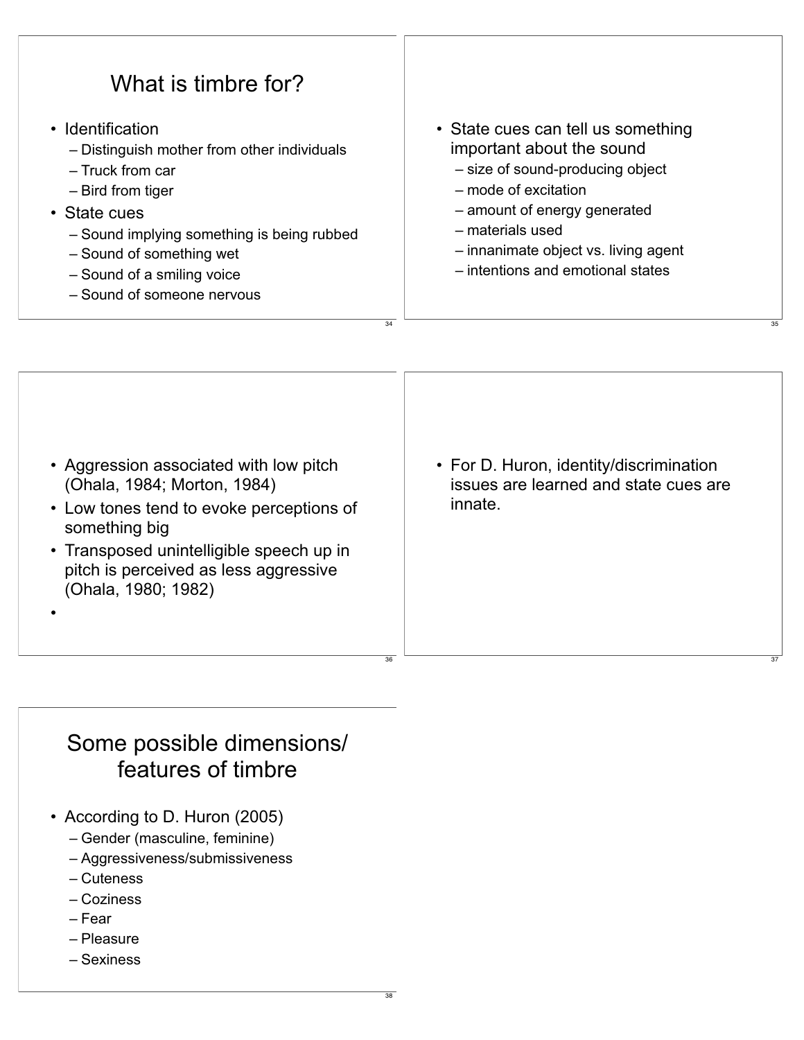## What is timbre for?

- Identification
  - Distinguish mother from other individuals
  - Truck from car
  - Bird from tiger
- State cues
  - Sound implying something is being rubbed
  - Sound of something wet
  - Sound of a smiling voice
  - Sound of someone nervous

---

- State cues can tell us something important about the sound
  - size of sound-producing object
  - mode of excitation
  - amount of energy generated
  - materials used
  - innanimate object vs. living agent
  - intentions and emotional states

---

- Aggression associated with low pitch (Ohala, 1984; Morton, 1984)
- Low tones tend to evoke perceptions of something big
- Transposed unintelligible speech up in pitch is perceived as less aggressive (Ohala, 1980; 1982)

---

- For D. Huron, identity/discrimination issues are learned and state cues are innate.

---

## Some possible dimensions/ features of timbre

- According to D. Huron (2005)
  - Gender (masculine, feminine)
  - Aggressiveness/submissiveness
  - Cuteness
  - Coziness
  - Fear
  - Pleasure
  - Sexiness